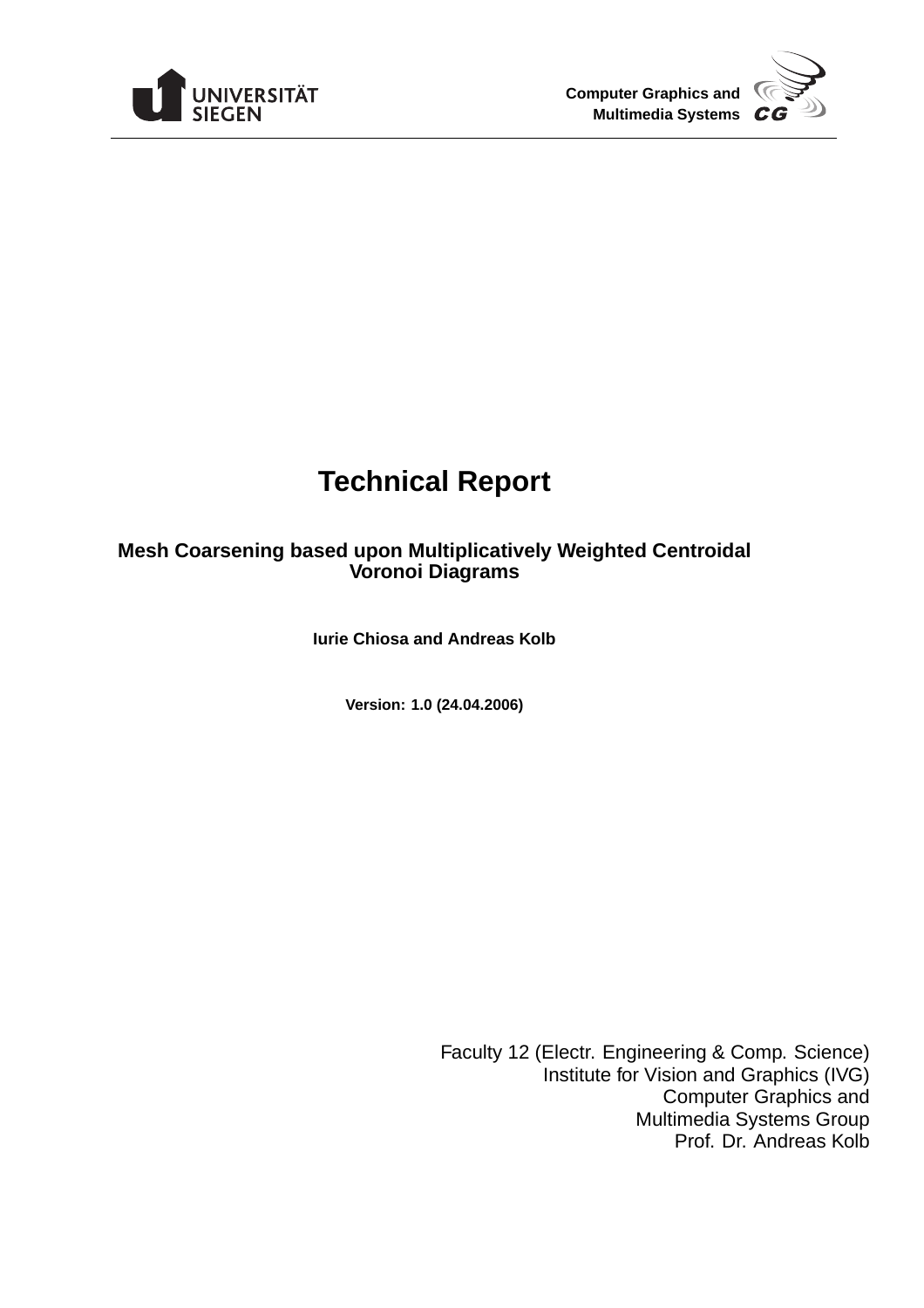UNIVERSITÄT SIEGEN

Computer Graphics and Multimedia Systems

# Technical Report

## Mesh Coarsening based upon Multiplicatively Weighted Centroidal Voronoi Diagrams

**Iurie Chiosa and Andreas Kolb**

**Version: 1.0 (24.04.2006)**

Faculty 12 (Electr. Engineering & Comp. Science)
Institute for Vision and Graphics (IVG)
Computer Graphics and
Multimedia Systems Group
Prof. Dr. Andreas Kolb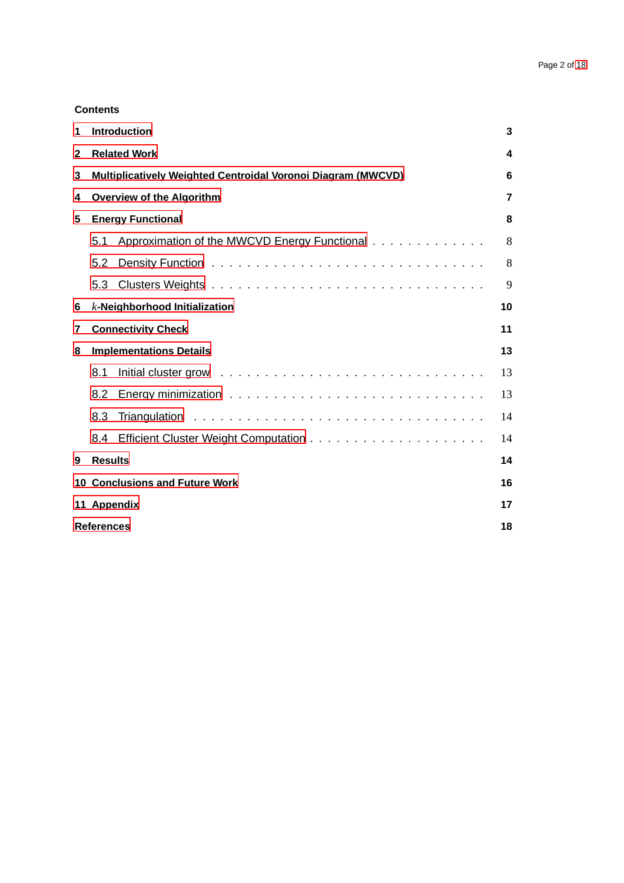## Contents

1 Introduction 3

2 Related Work 4

3 Multiplicatively Weighted Centroidal Voronoi Diagram (MWCVD) 6

4 Overview of the Algorithm 7

5 Energy Functional 8

- 5.1 Approximation of the MWCVD Energy Functional . . . . . . . . . . . . . 8
- 5.2 Density Function . . . . . . . . . . . . . . . . . . . . . . . . . . . 8
- 5.3 Clusters Weights . . . . . . . . . . . . . . . . . . . . . . . . . . . 9

6 $k$-Neighborhood Initialization 10

7 Connectivity Check 11

8 Implementations Details 13

- 8.1 Initial cluster grow . . . . . . . . . . . . . . . . . . . . . . . . . 13
- 8.2 Energy minimization . . . . . . . . . . . . . . . . . . . . . . . . . 13
- 8.3 Triangulation . . . . . . . . . . . . . . . . . . . . . . . . . . . . 14
- 8.4 Efficient Cluster Weight Computation . . . . . . . . . . . . . . . . . 14

9 Results 14

10 Conclusions and Future Work 16

11 Appendix 17

References 18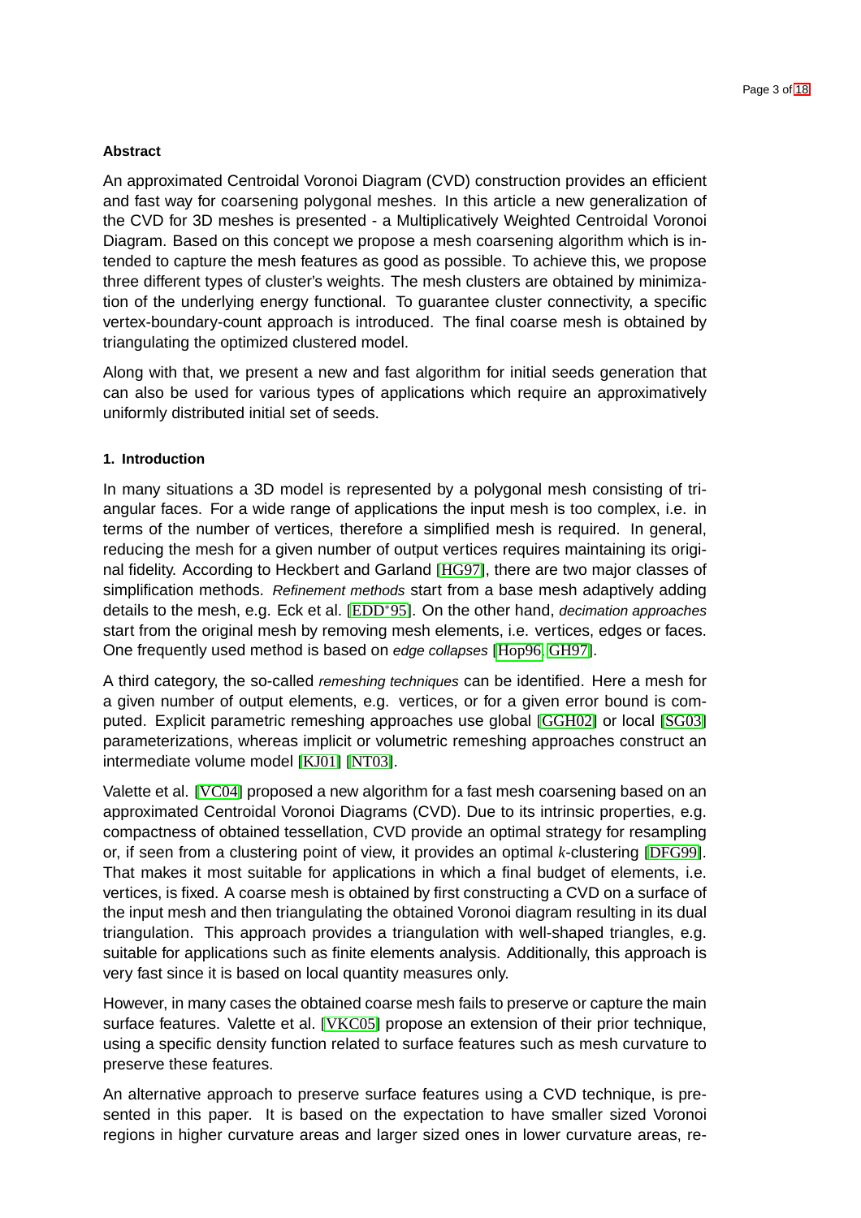**Abstract**

An approximated Centroidal Voronoi Diagram (CVD) construction provides an efficient and fast way for coarsening polygonal meshes. In this article a new generalization of the CVD for 3D meshes is presented - a Multiplicatively Weighted Centroidal Voronoi Diagram. Based on this concept we propose a mesh coarsening algorithm which is intended to capture the mesh features as good as possible. To achieve this, we propose three different types of cluster's weights. The mesh clusters are obtained by minimization of the underlying energy functional. To guarantee cluster connectivity, a specific vertex-boundary-count approach is introduced. The final coarse mesh is obtained by triangulating the optimized clustered model.

Along with that, we present a new and fast algorithm for initial seeds generation that can also be used for various types of applications which require an approximatively uniformly distributed initial set of seeds.

#### 1. Introduction

In many situations a 3D model is represented by a polygonal mesh consisting of triangular faces. For a wide range of applications the input mesh is too complex, i.e. in terms of the number of vertices, therefore a simplified mesh is required. In general, reducing the mesh for a given number of output vertices requires maintaining its original fidelity. According to Heckbert and Garland [HG97], there are two major classes of simplification methods. *Refinement methods* start from a base mesh adaptively adding details to the mesh, e.g. Eck et al. [EDD*95]. On the other hand, *decimation approaches* start from the original mesh by removing mesh elements, i.e. vertices, edges or faces. One frequently used method is based on *edge collapses* [Hop96, GH97].

A third category, the so-called *remeshing techniques* can be identified. Here a mesh for a given number of output elements, e.g. vertices, or for a given error bound is computed. Explicit parametric remeshing approaches use global [GGH02] or local [SG03] parameterizations, whereas implicit or volumetric remeshing approaches construct an intermediate volume model [KJ01] [NT03].

Valette et al. [VC04] proposed a new algorithm for a fast mesh coarsening based on an approximated Centroidal Voronoi Diagrams (CVD). Due to its intrinsic properties, e.g. compactness of obtained tessellation, CVD provide an optimal strategy for resampling or, if seen from a clustering point of view, it provides an optimal $k$-clustering [DFG99]. That makes it most suitable for applications in which a final budget of elements, i.e. vertices, is fixed. A coarse mesh is obtained by first constructing a CVD on a surface of the input mesh and then triangulating the obtained Voronoi diagram resulting in its dual triangulation. This approach provides a triangulation with well-shaped triangles, e.g. suitable for applications such as finite elements analysis. Additionally, this approach is very fast since it is based on local quantity measures only.

However, in many cases the obtained coarse mesh fails to preserve or capture the main surface features. Valette et al. [VKC05] propose an extension of their prior technique, using a specific density function related to surface features such as mesh curvature to preserve these features.

An alternative approach to preserve surface features using a CVD technique, is presented in this paper. It is based on the expectation to have smaller sized Voronoi regions in higher curvature areas and larger sized ones in lower curvature areas, re-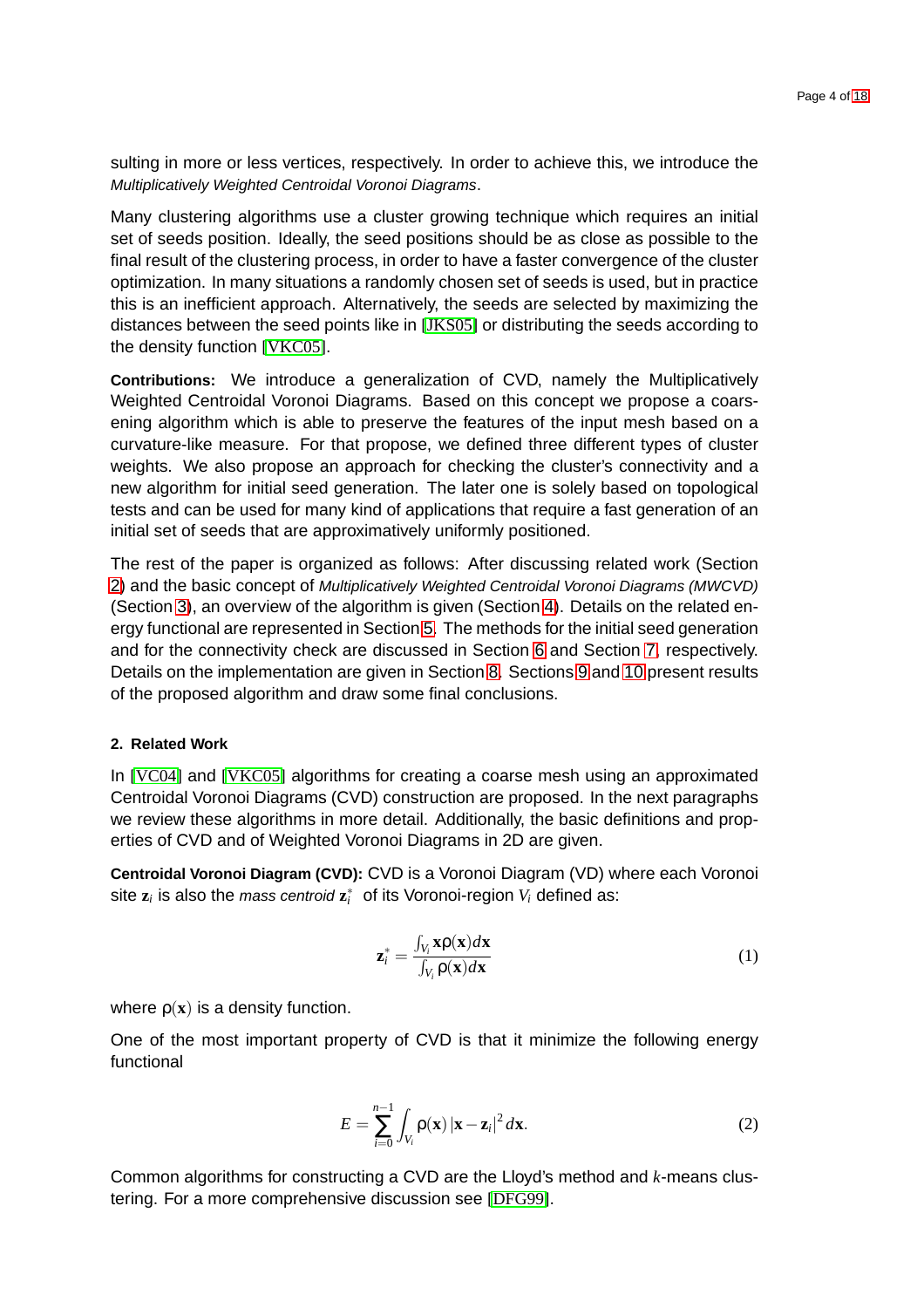sulting in more or less vertices, respectively. In order to achieve this, we introduce the *Multiplicatively Weighted Centroidal Voronoi Diagrams*.

Many clustering algorithms use a cluster growing technique which requires an initial set of seeds position. Ideally, the seed positions should be as close as possible to the final result of the clustering process, in order to have a faster convergence of the cluster optimization. In many situations a randomly chosen set of seeds is used, but in practice this is an inefficient approach. Alternatively, the seeds are selected by maximizing the distances between the seed points like in [JKS05] or distributing the seeds according to the density function [VKC05].

**Contributions:** We introduce a generalization of CVD, namely the Multiplicatively Weighted Centroidal Voronoi Diagrams. Based on this concept we propose a coarsening algorithm which is able to preserve the features of the input mesh based on a curvature-like measure. For that propose, we defined three different types of cluster weights. We also propose an approach for checking the cluster's connectivity and a new algorithm for initial seed generation. The later one is solely based on topological tests and can be used for many kind of applications that require a fast generation of an initial set of seeds that are approximatively uniformly positioned.

The rest of the paper is organized as follows: After discussing related work (Section 2) and the basic concept of *Multiplicatively Weighted Centroidal Voronoi Diagrams (MWCVD)* (Section 3), an overview of the algorithm is given (Section 4). Details on the related energy functional are represented in Section 5. The methods for the initial seed generation and for the connectivity check are discussed in Section 6 and Section 7, respectively. Details on the implementation are given in Section 8. Sections 9 and 10 present results of the proposed algorithm and draw some final conclusions.

## 2. Related Work

In [VC04] and [VKC05] algorithms for creating a coarse mesh using an approximated Centroidal Voronoi Diagrams (CVD) construction are proposed. In the next paragraphs we review these algorithms in more detail. Additionally, the basic definitions and properties of CVD and of Weighted Voronoi Diagrams in 2D are given.

**Centroidal Voronoi Diagram (CVD):** CVD is a Voronoi Diagram (VD) where each Voronoi site $\mathbf{z}_i$ is also the *mass centroid* $\mathbf{z}_i^*$ of its Voronoi-region $V_i$ defined as:

$$\mathbf{z}_i^* = \frac{\int_{V_i} \mathbf{x}\rho(\mathbf{x})d\mathbf{x}}{\int_{V_i} \rho(\mathbf{x})d\mathbf{x}} \tag{1}$$

where $\rho(\mathbf{x})$ is a density function.

One of the most important property of CVD is that it minimize the following energy functional

$$E = \sum_{i=0}^{n-1} \int_{V_i} \rho(\mathbf{x}) \left|\mathbf{x} - \mathbf{z}_i\right|^2 d\mathbf{x}. \tag{2}$$

Common algorithms for constructing a CVD are the Lloyd's method and $k$-means clustering. For a more comprehensive discussion see [DFG99].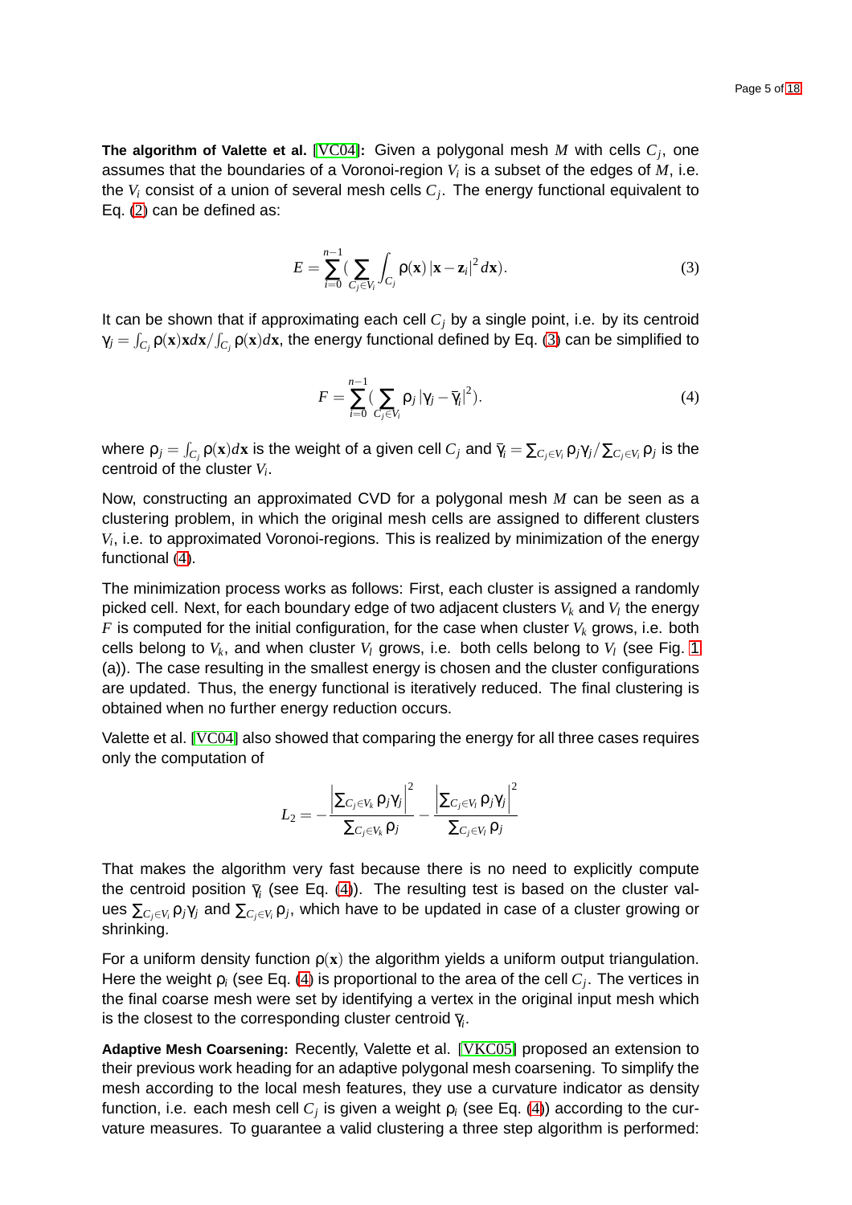**The algorithm of Valette et al.** [VC04]**:** Given a polygonal mesh $M$ with cells $C_j$, one assumes that the boundaries of a Voronoi-region $V_i$ is a subset of the edges of $M$, i.e. the $V_i$ consist of a union of several mesh cells $C_j$. The energy functional equivalent to Eq. (2) can be defined as:

$$E = \sum_{i=0}^{n-1} \Big( \sum_{C_j \in V_i} \int_{C_j} \rho(\mathbf{x}) \, |\mathbf{x} - \mathbf{z}_i|^2 \, d\mathbf{x} \Big). \tag{3}$$

It can be shown that if approximating each cell $C_j$ by a single point, i.e. by its centroid $\gamma_j = \int_{C_j} \rho(\mathbf{x})\mathbf{x}d\mathbf{x} / \int_{C_j} \rho(\mathbf{x})d\mathbf{x}$, the energy functional defined by Eq. (3) can be simplified to

$$F = \sum_{i=0}^{n-1} \Big( \sum_{C_j \in V_i} \rho_j \, |\gamma_j - \bar{\gamma}_i|^2 \Big). \tag{4}$$

where $\rho_j = \int_{C_j} \rho(\mathbf{x})d\mathbf{x}$ is the weight of a given cell $C_j$ and $\bar{\gamma}_i = \sum_{C_j \in V_i} \rho_j \gamma_j / \sum_{C_j \in V_i} \rho_j$ is the centroid of the cluster $V_i$.

Now, constructing an approximated CVD for a polygonal mesh $M$ can be seen as a clustering problem, in which the original mesh cells are assigned to different clusters $V_i$, i.e. to approximated Voronoi-regions. This is realized by minimization of the energy functional (4).

The minimization process works as follows: First, each cluster is assigned a randomly picked cell. Next, for each boundary edge of two adjacent clusters $V_k$ and $V_l$ the energy $F$ is computed for the initial configuration, for the case when cluster $V_k$ grows, i.e. both cells belong to $V_k$, and when cluster $V_l$ grows, i.e. both cells belong to $V_l$ (see Fig. 1 (a)). The case resulting in the smallest energy is chosen and the cluster configurations are updated. Thus, the energy functional is iteratively reduced. The final clustering is obtained when no further energy reduction occurs.

Valette et al. [VC04] also showed that comparing the energy for all three cases requires only the computation of

$$L_2 = -\frac{\left|\sum_{C_j \in V_k} \rho_j \gamma_j\right|^2}{\sum_{C_j \in V_k} \rho_j} - \frac{\left|\sum_{C_j \in V_l} \rho_j \gamma_j\right|^2}{\sum_{C_j \in V_l} \rho_j}$$

That makes the algorithm very fast because there is no need to explicitly compute the centroid position $\bar{\gamma}_i$ (see Eq. (4)). The resulting test is based on the cluster values $\sum_{C_j \in V_i} \rho_j \gamma_j$ and $\sum_{C_j \in V_i} \rho_j$, which have to be updated in case of a cluster growing or shrinking.

For a uniform density function $\rho(\mathbf{x})$ the algorithm yields a uniform output triangulation. Here the weight $\rho_i$ (see Eq. (4) is proportional to the area of the cell $C_j$. The vertices in the final coarse mesh were set by identifying a vertex in the original input mesh which is the closest to the corresponding cluster centroid $\bar{\gamma}_i$.

**Adaptive Mesh Coarsening:** Recently, Valette et al. [VKC05] proposed an extension to their previous work heading for an adaptive polygonal mesh coarsening. To simplify the mesh according to the local mesh features, they use a curvature indicator as density function, i.e. each mesh cell $C_j$ is given a weight $\rho_i$ (see Eq. (4)) according to the curvature measures. To guarantee a valid clustering a three step algorithm is performed: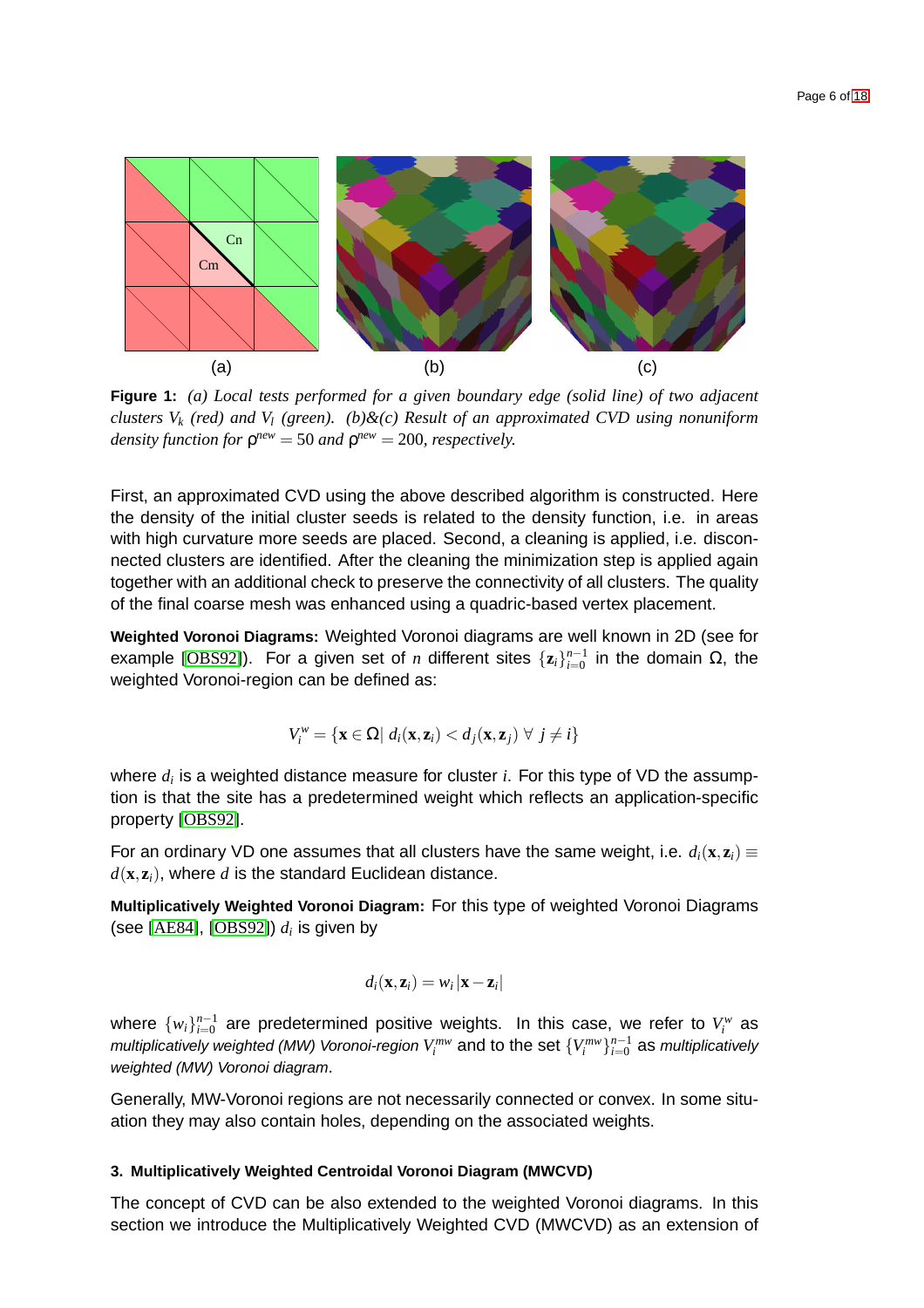(a) (b) (c)

**Figure 1:** *(a) Local tests performed for a given boundary edge (solid line) of two adjacent clusters $V_k$ (red) and $V_l$ (green). (b)&(c) Result of an approximated CVD using nonuniform density function for $\rho^{new} = 50$ and $\rho^{new} = 200$, respectively.*

First, an approximated CVD using the above described algorithm is constructed. Here the density of the initial cluster seeds is related to the density function, i.e. in areas with high curvature more seeds are placed. Second, a cleaning is applied, i.e. disconnected clusters are identified. After the cleaning the minimization step is applied again together with an additional check to preserve the connectivity of all clusters. The quality of the final coarse mesh was enhanced using a quadric-based vertex placement.

**Weighted Voronoi Diagrams:** Weighted Voronoi diagrams are well known in 2D (see for example [OBS92]). For a given set of $n$ different sites $\{\mathbf{z}_i\}_{i=0}^{n-1}$ in the domain $\Omega$, the weighted Voronoi-region can be defined as:

$$V_i^w = \{\mathbf{x} \in \Omega | \; d_i(\mathbf{x}, \mathbf{z}_i) < d_j(\mathbf{x}, \mathbf{z}_j) \; \forall \; j \neq i\}$$

where $d_i$ is a weighted distance measure for cluster $i$. For this type of VD the assumption is that the site has a predetermined weight which reflects an application-specific property [OBS92].

For an ordinary VD one assumes that all clusters have the same weight, i.e. $d_i(\mathbf{x}, \mathbf{z}_i) \equiv d(\mathbf{x}, \mathbf{z}_i)$, where $d$ is the standard Euclidean distance.

**Multiplicatively Weighted Voronoi Diagram:** For this type of weighted Voronoi Diagrams (see [AE84], [OBS92]) $d_i$ is given by

$$d_i(\mathbf{x}, \mathbf{z}_i) = w_i \, |\mathbf{x} - \mathbf{z}_i|$$

where $\{w_i\}_{i=0}^{n-1}$ are predetermined positive weights. In this case, we refer to $V_i^w$ as *multiplicatively weighted (MW) Voronoi-region* $V_i^{mw}$ and to the set $\{V_i^{mw}\}_{i=0}^{n-1}$ as *multiplicatively weighted (MW) Voronoi diagram*.

Generally, MW-Voronoi regions are not necessarily connected or convex. In some situation they may also contain holes, depending on the associated weights.

### 3. Multiplicatively Weighted Centroidal Voronoi Diagram (MWCVD)

The concept of CVD can be also extended to the weighted Voronoi diagrams. In this section we introduce the Multiplicatively Weighted CVD (MWCVD) as an extension of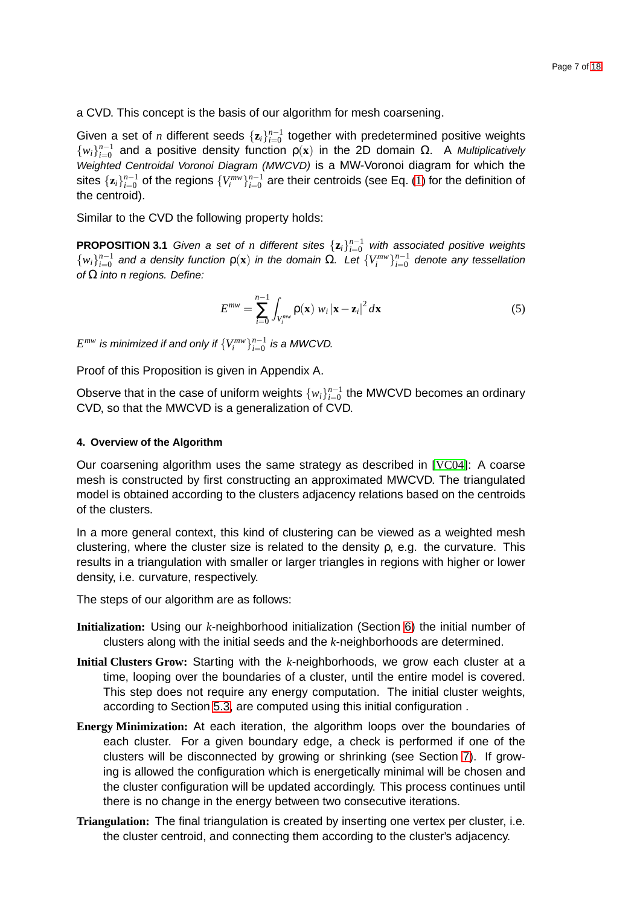a CVD. This concept is the basis of our algorithm for mesh coarsening.

Given a set of $n$ different seeds $\{\mathbf{z}_i\}_{i=0}^{n-1}$ together with predetermined positive weights $\{w_i\}_{i=0}^{n-1}$ and a positive density function $\rho(\mathbf{x})$ in the 2D domain $\Omega$. A *Multiplicatively Weighted Centroidal Voronoi Diagram (MWCVD)* is a MW-Voronoi diagram for which the sites $\{\mathbf{z}_i\}_{i=0}^{n-1}$ of the regions $\{V_i^{mw}\}_{i=0}^{n-1}$ are their centroids (see Eq. (1) for the definition of the centroid).

Similar to the CVD the following property holds:

**PROPOSITION 3.1** *Given a set of n different sites $\{\mathbf{z}_i\}_{i=0}^{n-1}$ with associated positive weights $\{w_i\}_{i=0}^{n-1}$ and a density function $\rho(\mathbf{x})$ in the domain $\Omega$. Let $\{V_i^{mw}\}_{i=0}^{n-1}$ denote any tessellation of $\Omega$ into n regions. Define:*

$$E^{mw} = \sum_{i=0}^{n-1} \int_{V_i^{mw}} \rho(\mathbf{x})\, w_i \left|\mathbf{x} - \mathbf{z}_i\right|^2 d\mathbf{x} \tag{5}$$

*$E^{mw}$ is minimized if and only if $\{V_i^{mw}\}_{i=0}^{n-1}$ is a MWCVD.*

Proof of this Proposition is given in Appendix A.

Observe that in the case of uniform weights $\{w_i\}_{i=0}^{n-1}$ the MWCVD becomes an ordinary CVD, so that the MWCVD is a generalization of CVD.

#### 4. Overview of the Algorithm

Our coarsening algorithm uses the same strategy as described in [VC04]: A coarse mesh is constructed by first constructing an approximated MWCVD. The triangulated model is obtained according to the clusters adjacency relations based on the centroids of the clusters.

In a more general context, this kind of clustering can be viewed as a weighted mesh clustering, where the cluster size is related to the density $\rho$, e.g. the curvature. This results in a triangulation with smaller or larger triangles in regions with higher or lower density, i.e. curvature, respectively.

The steps of our algorithm are as follows:

- **Initialization:** Using our $k$-neighborhood initialization (Section 6) the initial number of clusters along with the initial seeds and the $k$-neighborhoods are determined.
- **Initial Clusters Grow:** Starting with the $k$-neighborhoods, we grow each cluster at a time, looping over the boundaries of a cluster, until the entire model is covered. This step does not require any energy computation. The initial cluster weights, according to Section 5.3, are computed using this initial configuration .
- **Energy Minimization:** At each iteration, the algorithm loops over the boundaries of each cluster. For a given boundary edge, a check is performed if one of the clusters will be disconnected by growing or shrinking (see Section 7). If growing is allowed the configuration which is energetically minimal will be chosen and the cluster configuration will be updated accordingly. This process continues until there is no change in the energy between two consecutive iterations.
- **Triangulation:** The final triangulation is created by inserting one vertex per cluster, i.e. the cluster centroid, and connecting them according to the cluster's adjacency.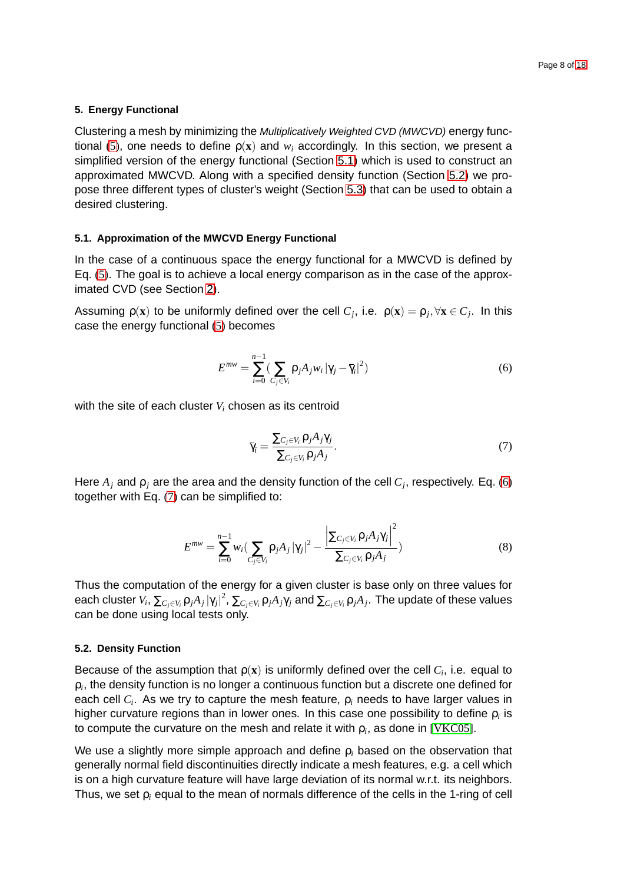## 5. Energy Functional

Clustering a mesh by minimizing the *Multiplicatively Weighted CVD (MWCVD)* energy functional (5), one needs to define $\rho(\mathbf{x})$ and $w_i$ accordingly. In this section, we present a simplified version of the energy functional (Section 5.1) which is used to construct an approximated MWCVD. Along with a specified density function (Section 5.2) we propose three different types of cluster's weight (Section 5.3) that can be used to obtain a desired clustering.

### 5.1. Approximation of the MWCVD Energy Functional

In the case of a continuous space the energy functional for a MWCVD is defined by Eq. (5). The goal is to achieve a local energy comparison as in the case of the approximated CVD (see Section 2).

Assuming $\rho(\mathbf{x})$ to be uniformly defined over the cell $C_j$, i.e. $\rho(\mathbf{x}) = \rho_j, \forall \mathbf{x} \in C_j$. In this case the energy functional (5) becomes

$$E^{mw} = \sum_{i=0}^{n-1} \Big( \sum_{C_j \in V_i} \rho_j A_j w_i \, |\gamma_j - \overline{\gamma}_i|^2 \Big) \tag{6}$$

with the site of each cluster $V_i$ chosen as its centroid

$$\overline{\gamma}_i = \frac{\sum_{C_j \in V_i} \rho_j A_j \gamma_j}{\sum_{C_j \in V_i} \rho_j A_j}. \tag{7}$$

Here $A_j$ and $\rho_j$ are the area and the density function of the cell $C_j$, respectively. Eq. (6) together with Eq. (7) can be simplified to:

$$E^{mw} = \sum_{i=0}^{n-1} w_i \Big( \sum_{C_j \in V_i} \rho_j A_j \, |\gamma_j|^2 - \frac{\left| \sum_{C_j \in V_i} \rho_j A_j \gamma_j \right|^2}{\sum_{C_j \in V_i} \rho_j A_j} \Big) \tag{8}$$

Thus the computation of the energy for a given cluster is base only on three values for each cluster $V_i$, $\sum_{C_j \in V_i} \rho_j A_j \, |\gamma_j|^2$, $\sum_{C_j \in V_i} \rho_j A_j \gamma_j$ and $\sum_{C_j \in V_i} \rho_j A_j$. The update of these values can be done using local tests only.

### 5.2. Density Function

Because of the assumption that $\rho(\mathbf{x})$ is uniformly defined over the cell $C_i$, i.e. equal to $\rho_i$, the density function is no longer a continuous function but a discrete one defined for each cell $C_i$. As we try to capture the mesh feature, $\rho_i$ needs to have larger values in higher curvature regions than in lower ones. In this case one possibility to define $\rho_i$ is to compute the curvature on the mesh and relate it with $\rho_i$, as done in [VKC05].

We use a slightly more simple approach and define $\rho_i$ based on the observation that generally normal field discontinuities directly indicate a mesh features, e.g. a cell which is on a high curvature feature will have large deviation of its normal w.r.t. its neighbors. Thus, we set $\rho_i$ equal to the mean of normals difference of the cells in the 1-ring of cell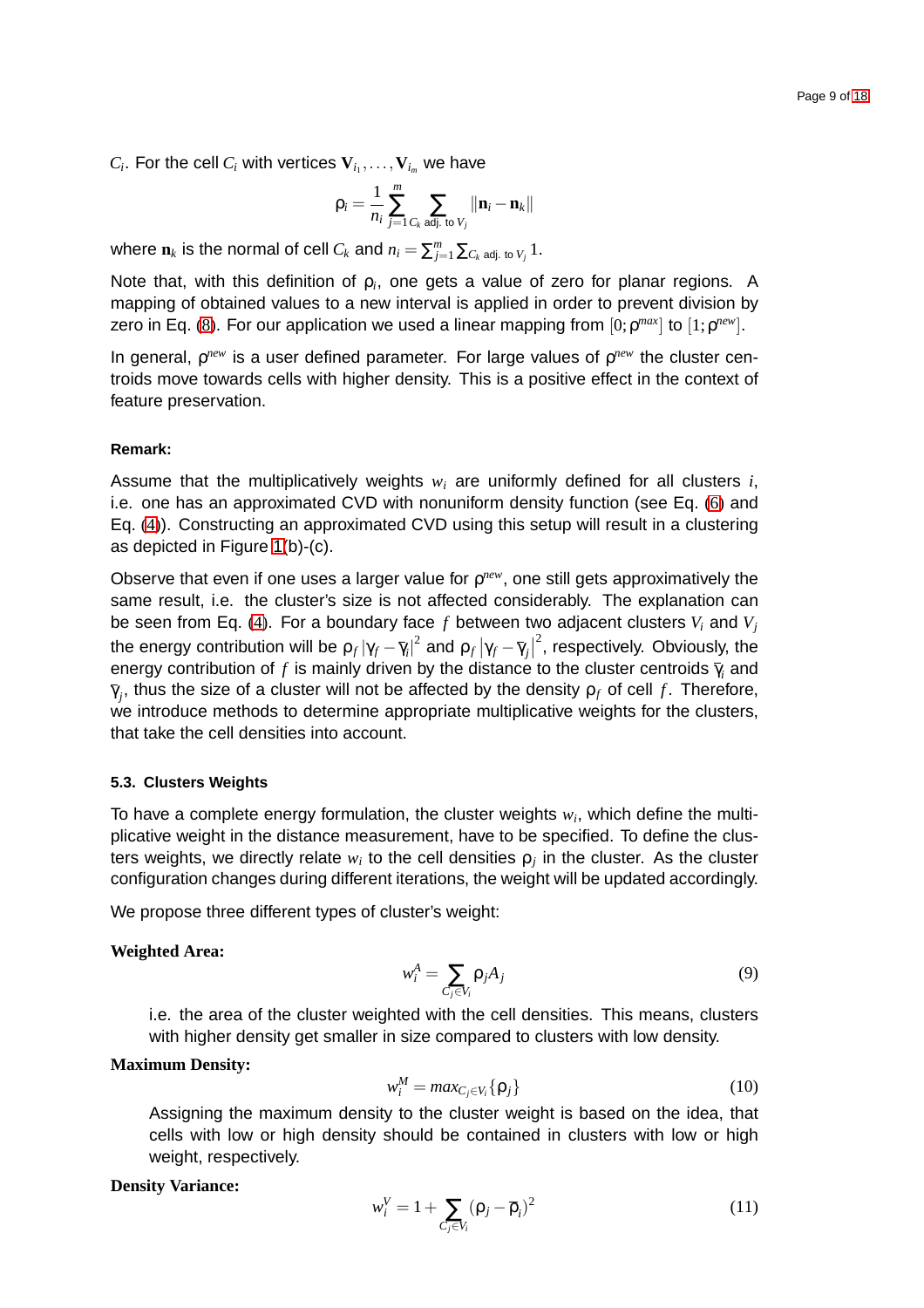$C_i$. For the cell $C_i$ with vertices $\mathbf{V}_{i_1}, \ldots, \mathbf{V}_{i_m}$ we have

$$\rho_i = \frac{1}{n_i} \sum_{j=1}^{m} \sum_{C_k \text{ adj. to } V_j} \|\mathbf{n}_i - \mathbf{n}_k\|$$

where $\mathbf{n}_k$ is the normal of cell $C_k$ and $n_i = \sum_{j=1}^{m} \sum_{C_k \text{ adj. to } V_j} 1$.

Note that, with this definition of $\rho_i$, one gets a value of zero for planar regions. A mapping of obtained values to a new interval is applied in order to prevent division by zero in Eq. (8). For our application we used a linear mapping from $[0; \rho^{max}]$ to $[1; \rho^{new}]$.

In general, $\rho^{new}$ is a user defined parameter. For large values of $\rho^{new}$ the cluster centroids move towards cells with higher density. This is a positive effect in the context of feature preservation.

**Remark:**

Assume that the multiplicatively weights $w_i$ are uniformly defined for all clusters $i$, i.e. one has an approximated CVD with nonuniform density function (see Eq. (6) and Eq. (4)). Constructing an approximated CVD using this setup will result in a clustering as depicted in Figure 1(b)-(c).

Observe that even if one uses a larger value for $\rho^{new}$, one still gets approximatively the same result, i.e. the cluster's size is not affected considerably. The explanation can be seen from Eq. (4). For a boundary face $f$ between two adjacent clusters $V_i$ and $V_j$ the energy contribution will be $\rho_f \left|\gamma_f - \bar{\gamma}_i\right|^2$ and $\rho_f \left|\gamma_f - \bar{\gamma}_j\right|^2$, respectively. Obviously, the energy contribution of $f$ is mainly driven by the distance to the cluster centroids $\bar{\gamma}_i$ and $\bar{\gamma}_j$, thus the size of a cluster will not be affected by the density $\rho_f$ of cell $f$. Therefore, we introduce methods to determine appropriate multiplicative weights for the clusters, that take the cell densities into account.

### 5.3. Clusters Weights

To have a complete energy formulation, the cluster weights $w_i$, which define the multiplicative weight in the distance measurement, have to be specified. To define the clusters weights, we directly relate $w_i$ to the cell densities $\rho_j$ in the cluster. As the cluster configuration changes during different iterations, the weight will be updated accordingly.

We propose three different types of cluster's weight:

**Weighted Area:**

$$w_i^A = \sum_{C_j \in V_i} \rho_j A_j \tag{9}$$

i.e. the area of the cluster weighted with the cell densities. This means, clusters with higher density get smaller in size compared to clusters with low density.

**Maximum Density:**

$$w_i^M = max_{C_j \in V_i}\{\rho_j\} \tag{10}$$

Assigning the maximum density to the cluster weight is based on the idea, that cells with low or high density should be contained in clusters with low or high weight, respectively.

**Density Variance:**

$$w_i^V = 1 + \sum_{C_j \in V_i} (\rho_j - \bar{\rho}_i)^2 \tag{11}$$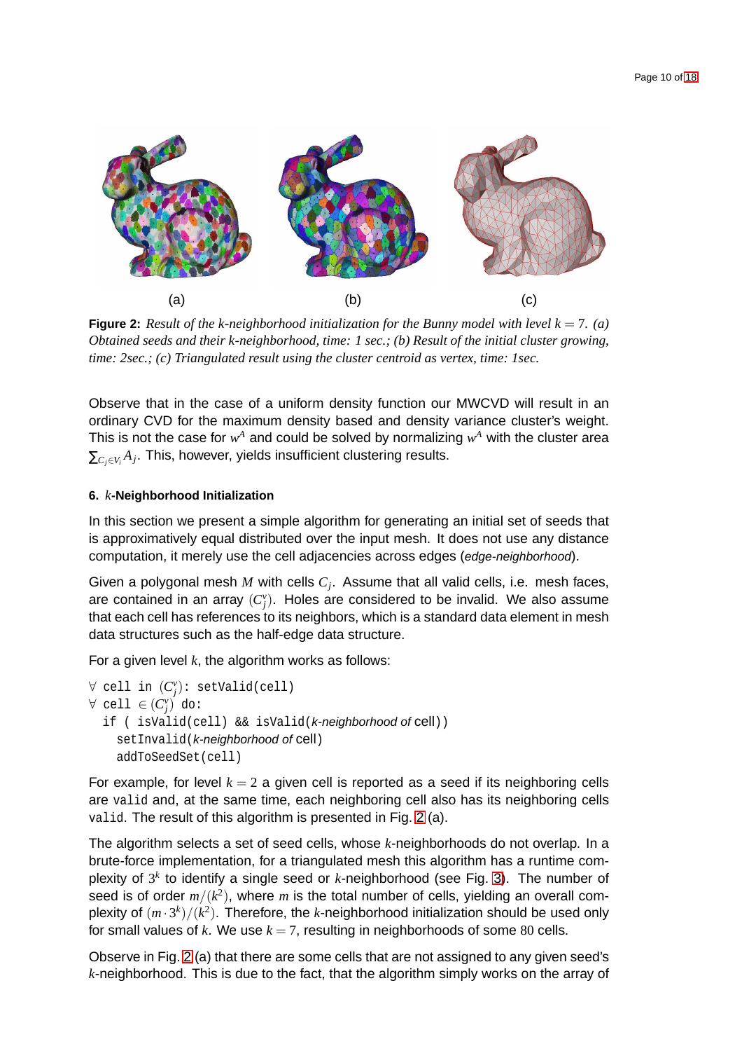(a) (b) (c)

**Figure 2:** *Result of the k-neighborhood initialization for the Bunny model with level $k = 7$. (a) Obtained seeds and their k-neighborhood, time: 1 sec.; (b) Result of the initial cluster growing, time: 2sec.; (c) Triangulated result using the cluster centroid as vertex, time: 1sec.*

Observe that in the case of a uniform density function our MWCVD will result in an ordinary CVD for the maximum density based and density variance cluster's weight. This is not the case for $w^A$ and could be solved by normalizing $w^A$ with the cluster area $\sum_{C_j \in V_i} A_j$. This, however, yields insufficient clustering results.

### 6. $k$-Neighborhood Initialization

In this section we present a simple algorithm for generating an initial set of seeds that is approximatively equal distributed over the input mesh. It does not use any distance computation, it merely use the cell adjacencies across edges (*edge-neighborhood*).

Given a polygonal mesh $M$ with cells $C_j$. Assume that all valid cells, i.e. mesh faces, are contained in an array $(C_j^v)$. Holes are considered to be invalid. We also assume that each cell has references to its neighbors, which is a standard data element in mesh data structures such as the half-edge data structure.

For a given level $k$, the algorithm works as follows:

```
∀ cell in (C_j^v): setValid(cell)
∀ cell ∈ (C_j^v) do:
  if ( isValid(cell) && isValid(k-neighborhood of cell))
    setInvalid(k-neighborhood of cell)
    addToSeedSet(cell)
```

For example, for level $k = 2$ a given cell is reported as a seed if its neighboring cells are `valid` and, at the same time, each neighboring cell also has its neighboring cells `valid`. The result of this algorithm is presented in Fig. 2 (a).

The algorithm selects a set of seed cells, whose $k$-neighborhoods do not overlap. In a brute-force implementation, for a triangulated mesh this algorithm has a runtime complexity of $3^k$ to identify a single seed or $k$-neighborhood (see Fig. 3). The number of seed is of order $m/(k^2)$, where $m$ is the total number of cells, yielding an overall complexity of $(m \cdot 3^k)/(k^2)$. Therefore, the $k$-neighborhood initialization should be used only for small values of $k$. We use $k = 7$, resulting in neighborhoods of some $80$ cells.

Observe in Fig. 2 (a) that there are some cells that are not assigned to any given seed's $k$-neighborhood. This is due to the fact, that the algorithm simply works on the array of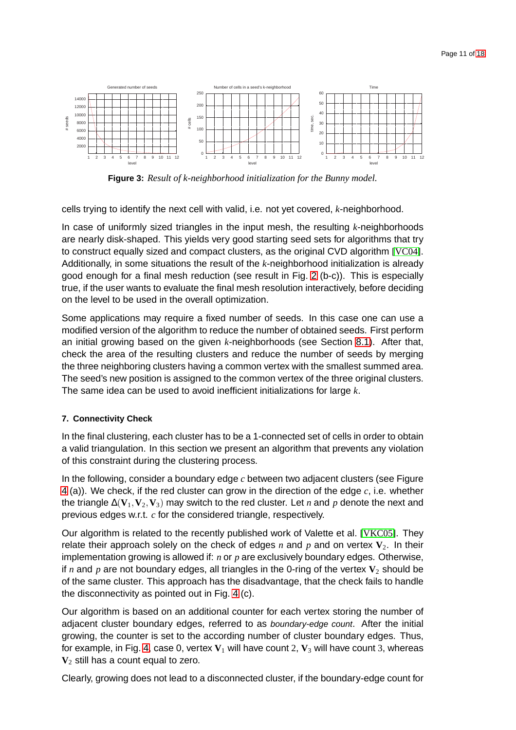**Figure 3:** *Result of k-neighborhood initialization for the Bunny model.*

cells trying to identify the next cell with valid, i.e. not yet covered, $k$-neighborhood.

In case of uniformly sized triangles in the input mesh, the resulting $k$-neighborhoods are nearly disk-shaped. This yields very good starting seed sets for algorithms that try to construct equally sized and compact clusters, as the original CVD algorithm [VC04]. Additionally, in some situations the result of the $k$-neighborhood initialization is already good enough for a final mesh reduction (see result in Fig. 2 (b-c)). This is especially true, if the user wants to evaluate the final mesh resolution interactively, before deciding on the level to be used in the overall optimization.

Some applications may require a fixed number of seeds. In this case one can use a modified version of the algorithm to reduce the number of obtained seeds. First perform an initial growing based on the given $k$-neighborhoods (see Section 8.1). After that, check the area of the resulting clusters and reduce the number of seeds by merging the three neighboring clusters having a common vertex with the smallest summed area. The seed's new position is assigned to the common vertex of the three original clusters. The same idea can be used to avoid inefficient initializations for large $k$.

### 7. Connectivity Check

In the final clustering, each cluster has to be a 1-connected set of cells in order to obtain a valid triangulation. In this section we present an algorithm that prevents any violation of this constraint during the clustering process.

In the following, consider a boundary edge $c$ between two adjacent clusters (see Figure 4 (a)). We check, if the red cluster can grow in the direction of the edge $c$, i.e. whether the triangle $\Delta(\mathbf{V}_1, \mathbf{V}_2, \mathbf{V}_3)$ may switch to the red cluster. Let $n$ and $p$ denote the next and previous edges w.r.t. $c$ for the considered triangle, respectively.

Our algorithm is related to the recently published work of Valette et al. [VKC05]. They relate their approach solely on the check of edges $n$ and $p$ and on vertex $\mathbf{V}_2$. In their implementation growing is allowed if: $n$ or $p$ are exclusively boundary edges. Otherwise, if $n$ and $p$ are not boundary edges, all triangles in the 0-ring of the vertex $\mathbf{V}_2$ should be of the same cluster. This approach has the disadvantage, that the check fails to handle the disconnectivity as pointed out in Fig. 4 (c).

Our algorithm is based on an additional counter for each vertex storing the number of adjacent cluster boundary edges, referred to as *boundary-edge count*. After the initial growing, the counter is set to the according number of cluster boundary edges. Thus, for example, in Fig. 4, case 0, vertex $\mathbf{V}_1$ will have count $2$, $\mathbf{V}_3$ will have count $3$, whereas $\mathbf{V}_2$ still has a count equal to zero.

Clearly, growing does not lead to a disconnected cluster, if the boundary-edge count for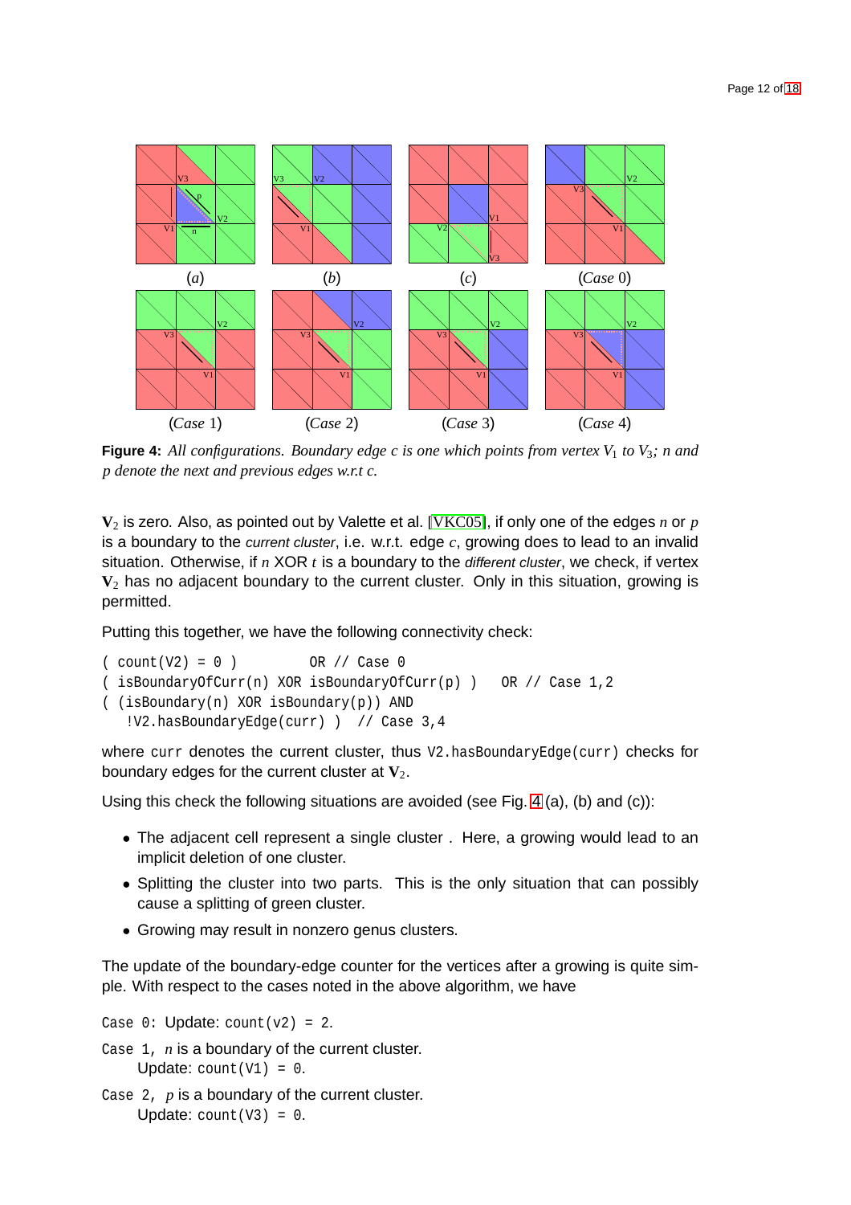**Figure 4:** *All configurations. Boundary edge c is one which points from vertex $V_1$ to $V_3$; n and p denote the next and previous edges w.r.t c.*

$\mathbf{V}_2$ is zero. Also, as pointed out by Valette et al. [VKC05], if only one of the edges $n$ or $p$ is a boundary to the *current cluster*, i.e. w.r.t. edge $c$, growing does to lead to an invalid situation. Otherwise, if $n$ XOR $t$ is a boundary to the *different cluster*, we check, if vertex $\mathbf{V}_2$ has no adjacent boundary to the current cluster. Only in this situation, growing is permitted.

Putting this together, we have the following connectivity check:

```
( count(V2) = 0 )          OR // Case 0
( isBoundaryOfCurr(n) XOR isBoundaryOfCurr(p) )   OR // Case 1,2
( (isBoundary(n) XOR isBoundary(p)) AND
   !V2.hasBoundaryEdge(curr) )  // Case 3,4
```

where `curr` denotes the current cluster, thus `V2.hasBoundaryEdge(curr)` checks for boundary edges for the current cluster at $\mathbf{V}_2$.

Using this check the following situations are avoided (see Fig. 4 (a), (b) and (c)):

- The adjacent cell represent a single cluster . Here, a growing would lead to an implicit deletion of one cluster.
- Splitting the cluster into two parts. This is the only situation that can possibly cause a splitting of green cluster.
- Growing may result in nonzero genus clusters.

The update of the boundary-edge counter for the vertices after a growing is quite simple. With respect to the cases noted in the above algorithm, we have

`Case 0`: Update: `count(v2) = 2`.

`Case 1`, $n$ is a boundary of the current cluster.
  Update: `count(V1) = 0`.

`Case 2`, $p$ is a boundary of the current cluster.
  Update: `count(V3) = 0`.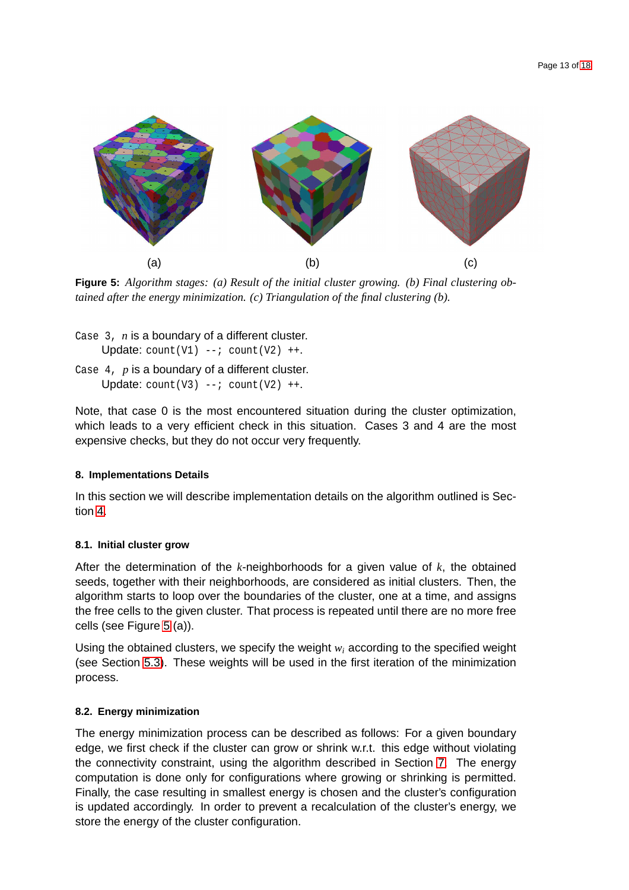(a) (b) (c)

**Figure 5:** *Algorithm stages: (a) Result of the initial cluster growing. (b) Final clustering obtained after the energy minimization. (c) Triangulation of the final clustering (b).*

`Case 3,` $n$ is a boundary of a different cluster.
  Update: `count(V1) --; count(V2) ++`.

`Case 4,` $p$ is a boundary of a different cluster.
  Update: `count(V3) --; count(V2) ++`.

Note, that case 0 is the most encountered situation during the cluster optimization, which leads to a very efficient check in this situation. Cases 3 and 4 are the most expensive checks, but they do not occur very frequently.

#### 8. Implementations Details

In this section we will describe implementation details on the algorithm outlined is Section 4.

##### 8.1. Initial cluster grow

After the determination of the $k$-neighborhoods for a given value of $k$, the obtained seeds, together with their neighborhoods, are considered as initial clusters. Then, the algorithm starts to loop over the boundaries of the cluster, one at a time, and assigns the free cells to the given cluster. That process is repeated until there are no more free cells (see Figure 5 (a)).

Using the obtained clusters, we specify the weight $w_i$ according to the specified weight (see Section 5.3). These weights will be used in the first iteration of the minimization process.

##### 8.2. Energy minimization

The energy minimization process can be described as follows: For a given boundary edge, we first check if the cluster can grow or shrink w.r.t. this edge without violating the connectivity constraint, using the algorithm described in Section 7. The energy computation is done only for configurations where growing or shrinking is permitted. Finally, the case resulting in smallest energy is chosen and the cluster's configuration is updated accordingly. In order to prevent a recalculation of the cluster's energy, we store the energy of the cluster configuration.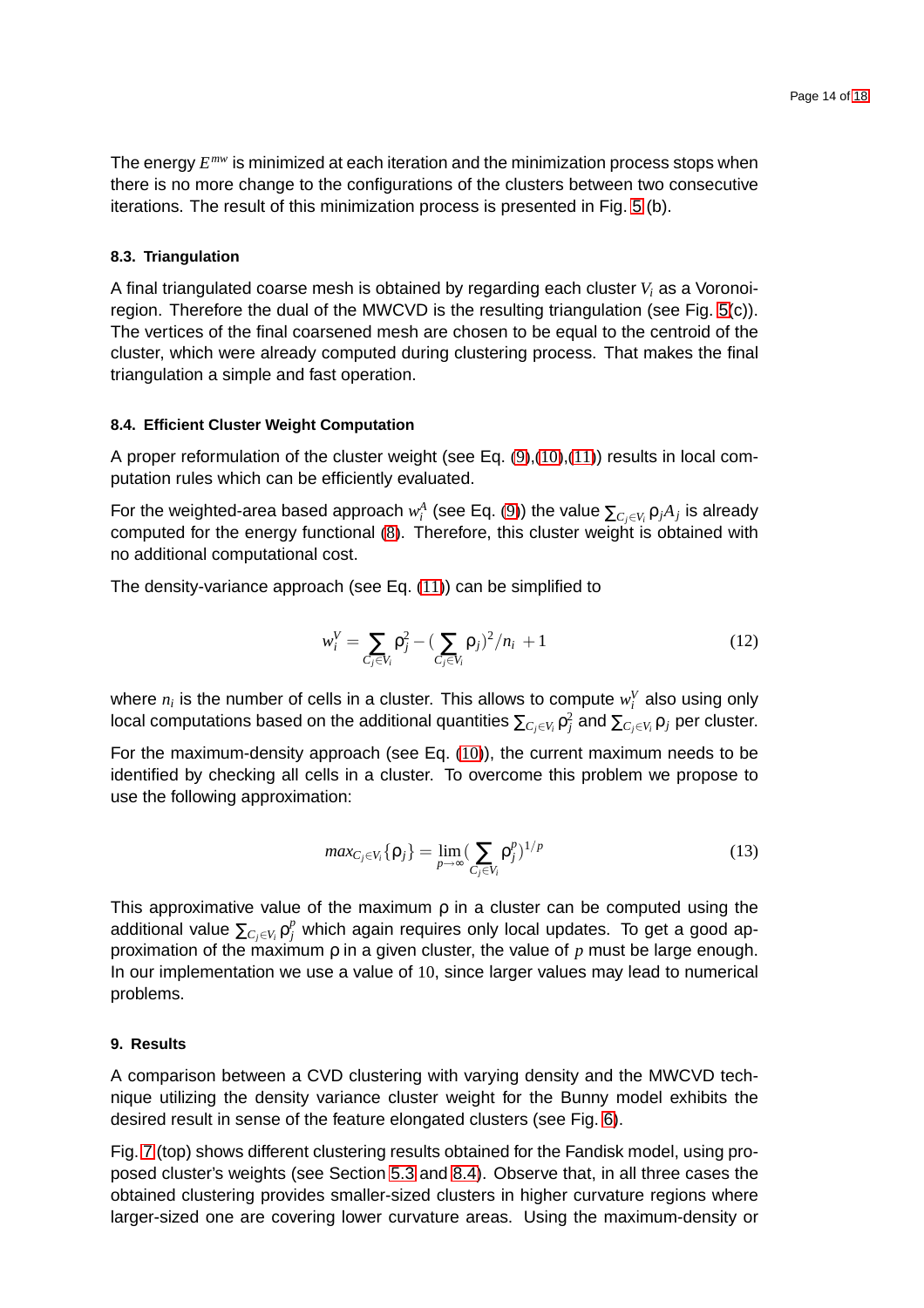The energy $E^{mw}$ is minimized at each iteration and the minimization process stops when there is no more change to the configurations of the clusters between two consecutive iterations. The result of this minimization process is presented in Fig. 5 (b).

### 8.3. Triangulation

A final triangulated coarse mesh is obtained by regarding each cluster $V_i$ as a Voronoi-region. Therefore the dual of the MWCVD is the resulting triangulation (see Fig. 5(c)). The vertices of the final coarsened mesh are chosen to be equal to the centroid of the cluster, which were already computed during clustering process. That makes the final triangulation a simple and fast operation.

### 8.4. Efficient Cluster Weight Computation

A proper reformulation of the cluster weight (see Eq. (9),(10),(11)) results in local computation rules which can be efficiently evaluated.

For the weighted-area based approach $w_i^A$ (see Eq. (9)) the value $\sum_{C_j \in V_i} \rho_j A_j$ is already computed for the energy functional (8). Therefore, this cluster weight is obtained with no additional computational cost.

The density-variance approach (see Eq. (11)) can be simplified to

$$w_i^V = \sum_{C_j \in V_i} \rho_j^2 - (\sum_{C_j \in V_i} \rho_j)^2 / n_i + 1 \tag{12}$$

where $n_i$ is the number of cells in a cluster. This allows to compute $w_i^V$ also using only local computations based on the additional quantities $\sum_{C_j \in V_i} \rho_j^2$ and $\sum_{C_j \in V_i} \rho_j$ per cluster.

For the maximum-density approach (see Eq. (10)), the current maximum needs to be identified by checking all cells in a cluster. To overcome this problem we propose to use the following approximation:

$$max_{C_j \in V_i}\{\rho_j\} = \lim_{p \to \infty} (\sum_{C_j \in V_i} \rho_j^p)^{1/p} \tag{13}$$

This approximative value of the maximum $\rho$ in a cluster can be computed using the additional value $\sum_{C_j \in V_i} \rho_j^p$ which again requires only local updates. To get a good approximation of the maximum $\rho$ in a given cluster, the value of $p$ must be large enough. In our implementation we use a value of $10$, since larger values may lead to numerical problems.

## 9. Results

A comparison between a CVD clustering with varying density and the MWCVD technique utilizing the density variance cluster weight for the Bunny model exhibits the desired result in sense of the feature elongated clusters (see Fig. 6).

Fig. 7 (top) shows different clustering results obtained for the Fandisk model, using proposed cluster's weights (see Section 5.3 and 8.4). Observe that, in all three cases the obtained clustering provides smaller-sized clusters in higher curvature regions where larger-sized one are covering lower curvature areas. Using the maximum-density or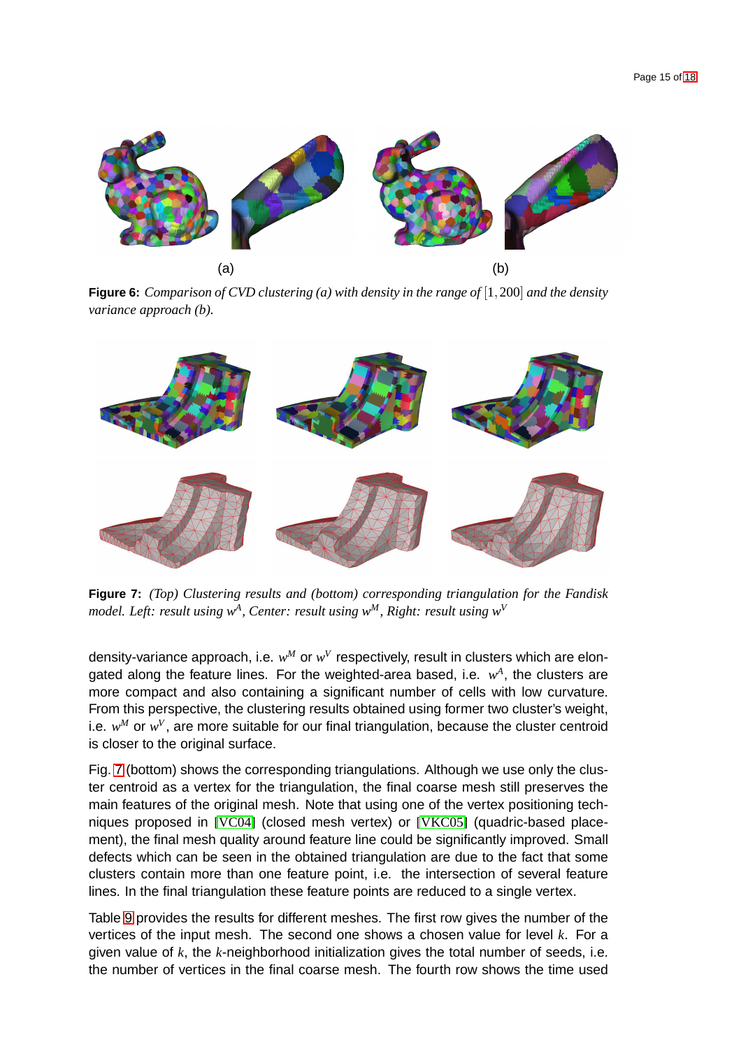(a) (b)

**Figure 6:** *Comparison of CVD clustering (a) with density in the range of* $[1, 200]$ *and the density variance approach (b).*

**Figure 7:** *(Top) Clustering results and (bottom) corresponding triangulation for the Fandisk model. Left: result using* $w^A$*, Center: result using* $w^M$*, Right: result using* $w^V$

density-variance approach, i.e. $w^M$ or $w^V$ respectively, result in clusters which are elongated along the feature lines. For the weighted-area based, i.e. $w^A$, the clusters are more compact and also containing a significant number of cells with low curvature. From this perspective, the clustering results obtained using former two cluster's weight, i.e. $w^M$ or $w^V$, are more suitable for our final triangulation, because the cluster centroid is closer to the original surface.

Fig. 7 (bottom) shows the corresponding triangulations. Although we use only the cluster centroid as a vertex for the triangulation, the final coarse mesh still preserves the main features of the original mesh. Note that using one of the vertex positioning techniques proposed in [VC04] (closed mesh vertex) or [VKC05] (quadric-based placement), the final mesh quality around feature line could be significantly improved. Small defects which can be seen in the obtained triangulation are due to the fact that some clusters contain more than one feature point, i.e. the intersection of several feature lines. In the final triangulation these feature points are reduced to a single vertex.

Table 9 provides the results for different meshes. The first row gives the number of the vertices of the input mesh. The second one shows a chosen value for level $k$. For a given value of $k$, the $k$-neighborhood initialization gives the total number of seeds, i.e. the number of vertices in the final coarse mesh. The fourth row shows the time used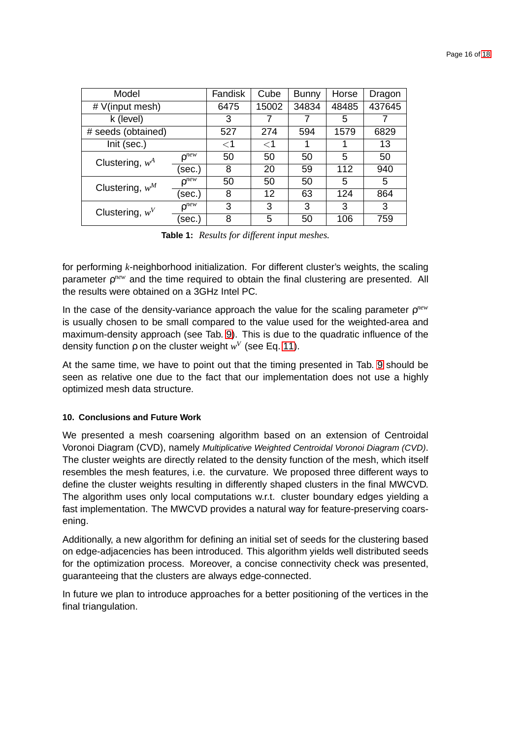| Model | | Fandisk | Cube | Bunny | Horse | Dragon |
|---|---|---|---|---|---|---|
| # V(input mesh) | | 6475 | 15002 | 34834 | 48485 | 437645 |
| k (level) | | 3 | 7 | 7 | 5 | 7 |
| # seeds (obtained) | | 527 | 274 | 594 | 1579 | 6829 |
| Init (sec.) | | $<1$ | $<1$ | 1 | 1 | 13 |
| Clustering, $w^A$ | $\rho^{new}$ | 50 | 50 | 50 | 5 | 50 |
| | (sec.) | 8 | 20 | 59 | 112 | 940 |
| Clustering, $w^M$ | $\rho^{new}$ | 50 | 50 | 50 | 5 | 5 |
| | (sec.) | 8 | 12 | 63 | 124 | 864 |
| Clustering, $w^V$ | $\rho^{new}$ | 3 | 3 | 3 | 3 | 3 |
| | (sec.) | 8 | 5 | 50 | 106 | 759 |

**Table 1:** *Results for different input meshes.*

for performing $k$-neighborhood initialization. For different cluster's weights, the scaling parameter $\rho^{new}$ and the time required to obtain the final clustering are presented. All the results were obtained on a 3GHz Intel PC.

In the case of the density-variance approach the value for the scaling parameter $\rho^{new}$ is usually chosen to be small compared to the value used for the weighted-area and maximum-density approach (see Tab. 9). This is due to the quadratic influence of the density function $\rho$ on the cluster weight $w^V$ (see Eq. 11).

At the same time, we have to point out that the timing presented in Tab. 9 should be seen as relative one due to the fact that our implementation does not use a highly optimized mesh data structure.

#### 10. Conclusions and Future Work

We presented a mesh coarsening algorithm based on an extension of Centroidal Voronoi Diagram (CVD), namely *Multiplicative Weighted Centroidal Voronoi Diagram (CVD)*. The cluster weights are directly related to the density function of the mesh, which itself resembles the mesh features, i.e. the curvature. We proposed three different ways to define the cluster weights resulting in differently shaped clusters in the final MWCVD. The algorithm uses only local computations w.r.t. cluster boundary edges yielding a fast implementation. The MWCVD provides a natural way for feature-preserving coarsening.

Additionally, a new algorithm for defining an initial set of seeds for the clustering based on edge-adjacencies has been introduced. This algorithm yields well distributed seeds for the optimization process. Moreover, a concise connectivity check was presented, guaranteeing that the clusters are always edge-connected.

In future we plan to introduce approaches for a better positioning of the vertices in the final triangulation.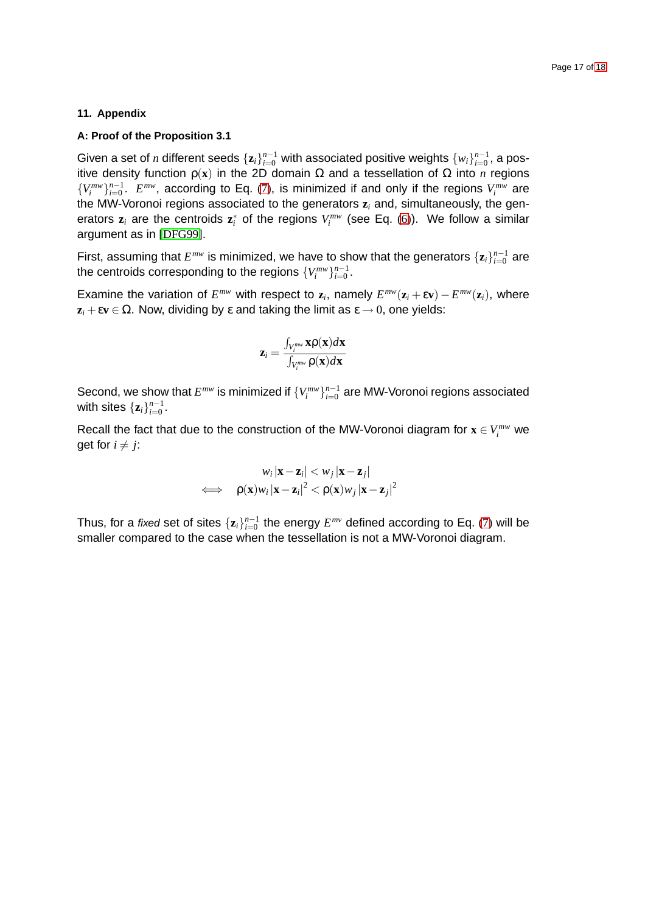## 11. Appendix

### A: Proof of the Proposition 3.1

Given a set of $n$ different seeds $\{\mathbf{z}_i\}_{i=0}^{n-1}$ with associated positive weights $\{w_i\}_{i=0}^{n-1}$, a positive density function $\rho(\mathbf{x})$ in the 2D domain $\Omega$ and a tessellation of $\Omega$ into $n$ regions $\{V_i^{mw}\}_{i=0}^{n-1}$. $E^{mw}$, according to Eq. (7), is minimized if and only if the regions $V_i^{mw}$ are the MW-Voronoi regions associated to the generators $\mathbf{z}_i$ and, simultaneously, the generators $\mathbf{z}_i$ are the centroids $\mathbf{z}_i^*$ of the regions $V_i^{mw}$ (see Eq. (6)). We follow a similar argument as in [DFG99].

First, assuming that $E^{mw}$ is minimized, we have to show that the generators $\{\mathbf{z}_i\}_{i=0}^{n-1}$ are the centroids corresponding to the regions $\{V_i^{mw}\}_{i=0}^{n-1}$.

Examine the variation of $E^{mw}$ with respect to $\mathbf{z}_i$, namely $E^{mw}(\mathbf{z}_i + \varepsilon\mathbf{v}) - E^{mw}(\mathbf{z}_i)$, where $\mathbf{z}_i + \varepsilon\mathbf{v} \in \Omega$. Now, dividing by $\varepsilon$ and taking the limit as $\varepsilon \to 0$, one yields:

$$\mathbf{z}_i = \frac{\int_{V_i^{mw}} \mathbf{x}\rho(\mathbf{x})d\mathbf{x}}{\int_{V_i^{mw}} \rho(\mathbf{x})d\mathbf{x}}$$

Second, we show that $E^{mw}$ is minimized if $\{V_i^{mw}\}_{i=0}^{n-1}$ are MW-Voronoi regions associated with sites $\{\mathbf{z}_i\}_{i=0}^{n-1}$.

Recall the fact that due to the construction of the MW-Voronoi diagram for $\mathbf{x} \in V_i^{mw}$ we get for $i \neq j$:

$$\begin{aligned} & w_i \left|\mathbf{x} - \mathbf{z}_i\right| < w_j \left|\mathbf{x} - \mathbf{z}_j\right| \\ \iff \quad & \rho(\mathbf{x}) w_i \left|\mathbf{x} - \mathbf{z}_i\right|^2 < \rho(\mathbf{x}) w_j \left|\mathbf{x} - \mathbf{z}_j\right|^2 \end{aligned}$$

Thus, for a *fixed* set of sites $\{\mathbf{z}_i\}_{i=0}^{n-1}$ the energy $E^{mv}$ defined according to Eq. (7) will be smaller compared to the case when the tessellation is not a MW-Voronoi diagram.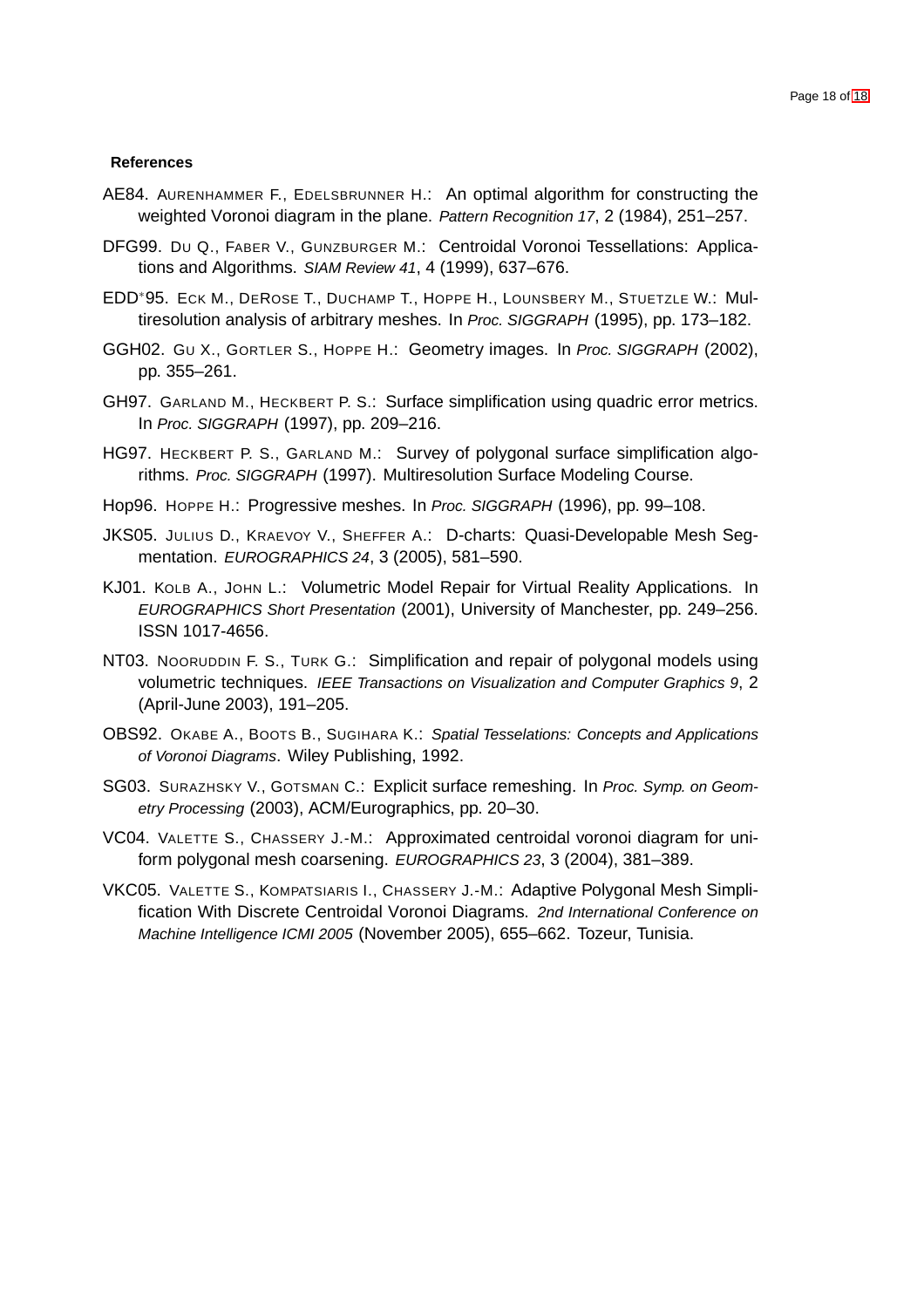## References

AE84. AURENHAMMER F., EDELSBRUNNER H.: An optimal algorithm for constructing the weighted Voronoi diagram in the plane. *Pattern Recognition 17*, 2 (1984), 251–257.

DFG99. DU Q., FABER V., GUNZBURGER M.: Centroidal Voronoi Tessellations: Applications and Algorithms. *SIAM Review 41*, 4 (1999), 637–676.

EDD*95. ECK M., DEROSE T., DUCHAMP T., HOPPE H., LOUNSBERY M., STUETZLE W.: Multiresolution analysis of arbitrary meshes. In *Proc. SIGGRAPH* (1995), pp. 173–182.

GGH02. GU X., GORTLER S., HOPPE H.: Geometry images. In *Proc. SIGGRAPH* (2002), pp. 355–261.

GH97. GARLAND M., HECKBERT P. S.: Surface simplification using quadric error metrics. In *Proc. SIGGRAPH* (1997), pp. 209–216.

HG97. HECKBERT P. S., GARLAND M.: Survey of polygonal surface simplification algorithms. *Proc. SIGGRAPH* (1997). Multiresolution Surface Modeling Course.

Hop96. HOPPE H.: Progressive meshes. In *Proc. SIGGRAPH* (1996), pp. 99–108.

JKS05. JULIUS D., KRAEVOY V., SHEFFER A.: D-charts: Quasi-Developable Mesh Segmentation. *EUROGRAPHICS 24*, 3 (2005), 581–590.

KJ01. KOLB A., JOHN L.: Volumetric Model Repair for Virtual Reality Applications. In *EUROGRAPHICS Short Presentation* (2001), University of Manchester, pp. 249–256. ISSN 1017-4656.

NT03. NOORUDDIN F. S., TURK G.: Simplification and repair of polygonal models using volumetric techniques. *IEEE Transactions on Visualization and Computer Graphics 9*, 2 (April-June 2003), 191–205.

OBS92. OKABE A., BOOTS B., SUGIHARA K.: *Spatial Tesselations: Concepts and Applications of Voronoi Diagrams*. Wiley Publishing, 1992.

SG03. SURAZHSKY V., GOTSMAN C.: Explicit surface remeshing. In *Proc. Symp. on Geometry Processing* (2003), ACM/Eurographics, pp. 20–30.

VC04. VALETTE S., CHASSERY J.-M.: Approximated centroidal voronoi diagram for uniform polygonal mesh coarsening. *EUROGRAPHICS 23*, 3 (2004), 381–389.

VKC05. VALETTE S., KOMPATSIARIS I., CHASSERY J.-M.: Adaptive Polygonal Mesh Simplification With Discrete Centroidal Voronoi Diagrams. *2nd International Conference on Machine Intelligence ICMI 2005* (November 2005), 655–662. Tozeur, Tunisia.